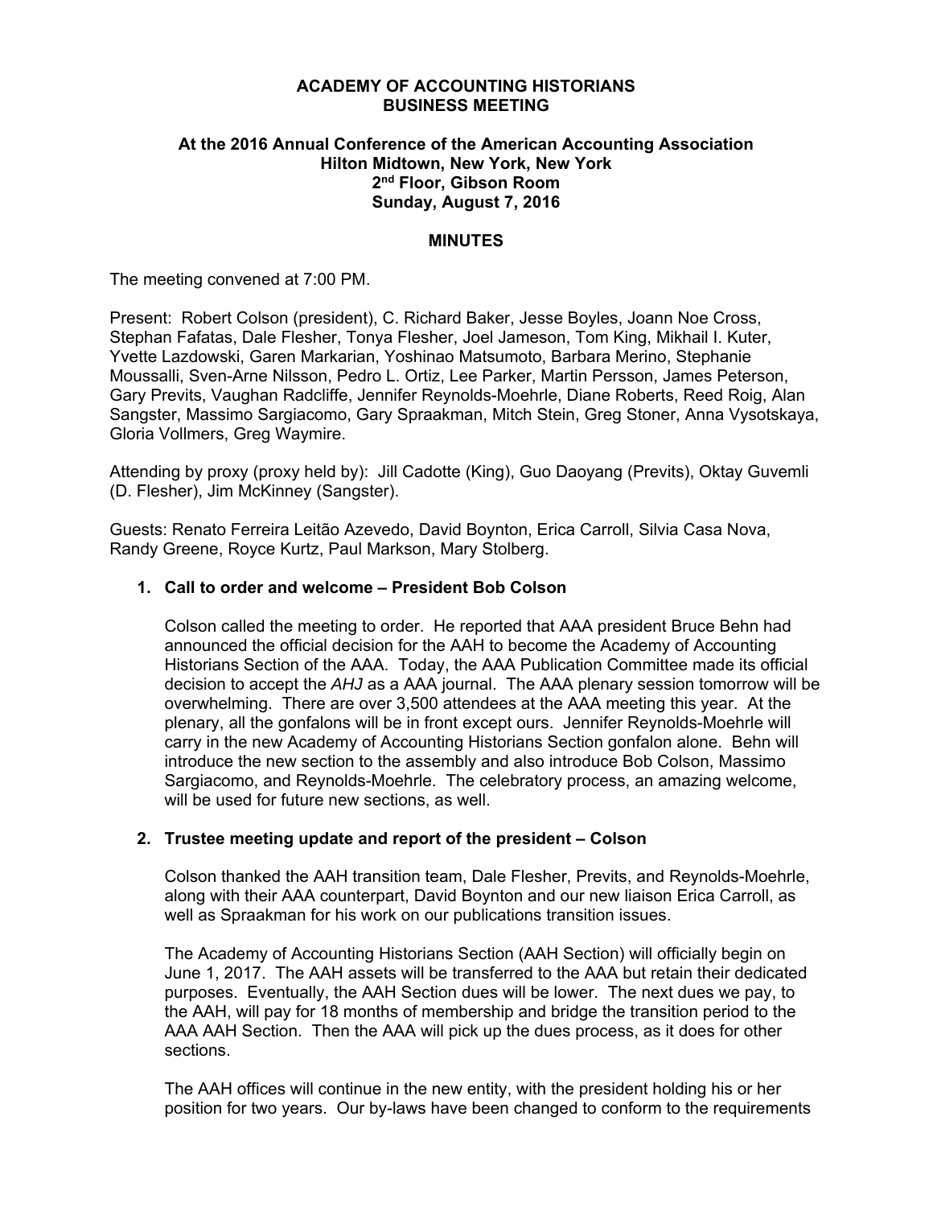**ACADEMY OF ACCOUNTING HISTORIANS**
**BUSINESS MEETING**

**At the 2016 Annual Conference of the American Accounting Association**
**Hilton Midtown, New York, New York**
**2nd Floor, Gibson Room**
**Sunday, August 7, 2016**

**MINUTES**

The meeting convened at 7:00 PM.

Present: Robert Colson (president), C. Richard Baker, Jesse Boyles, Joann Noe Cross, Stephan Fafatas, Dale Flesher, Tonya Flesher, Joel Jameson, Tom King, Mikhail I. Kuter, Yvette Lazdowski, Garen Markarian, Yoshinao Matsumoto, Barbara Merino, Stephanie Moussalli, Sven-Arne Nilsson, Pedro L. Ortiz, Lee Parker, Martin Persson, James Peterson, Gary Previts, Vaughan Radcliffe, Jennifer Reynolds-Moehrle, Diane Roberts, Reed Roig, Alan Sangster, Massimo Sargiacomo, Gary Spraakman, Mitch Stein, Greg Stoner, Anna Vysotskaya, Gloria Vollmers, Greg Waymire.

Attending by proxy (proxy held by): Jill Cadotte (King), Guo Daoyang (Previts), Oktay Guvemli (D. Flesher), Jim McKinney (Sangster).

Guests: Renato Ferreira Leitão Azevedo, David Boynton, Erica Carroll, Silvia Casa Nova, Randy Greene, Royce Kurtz, Paul Markson, Mary Stolberg.

1. **Call to order and welcome – President Bob Colson**

   Colson called the meeting to order. He reported that AAA president Bruce Behn had announced the official decision for the AAH to become the Academy of Accounting Historians Section of the AAA. Today, the AAA Publication Committee made its official decision to accept the *AHJ* as a AAA journal. The AAA plenary session tomorrow will be overwhelming. There are over 3,500 attendees at the AAA meeting this year. At the plenary, all the gonfalons will be in front except ours. Jennifer Reynolds-Moehrle will carry in the new Academy of Accounting Historians Section gonfalon alone. Behn will introduce the new section to the assembly and also introduce Bob Colson, Massimo Sargiacomo, and Reynolds-Moehrle. The celebratory process, an amazing welcome, will be used for future new sections, as well.

2. **Trustee meeting update and report of the president – Colson**

   Colson thanked the AAH transition team, Dale Flesher, Previts, and Reynolds-Moehrle, along with their AAA counterpart, David Boynton and our new liaison Erica Carroll, as well as Spraakman for his work on our publications transition issues.

   The Academy of Accounting Historians Section (AAH Section) will officially begin on June 1, 2017. The AAH assets will be transferred to the AAA but retain their dedicated purposes. Eventually, the AAH Section dues will be lower. The next dues we pay, to the AAH, will pay for 18 months of membership and bridge the transition period to the AAA AAH Section. Then the AAA will pick up the dues process, as it does for other sections.

   The AAH offices will continue in the new entity, with the president holding his or her position for two years. Our by-laws have been changed to conform to the requirements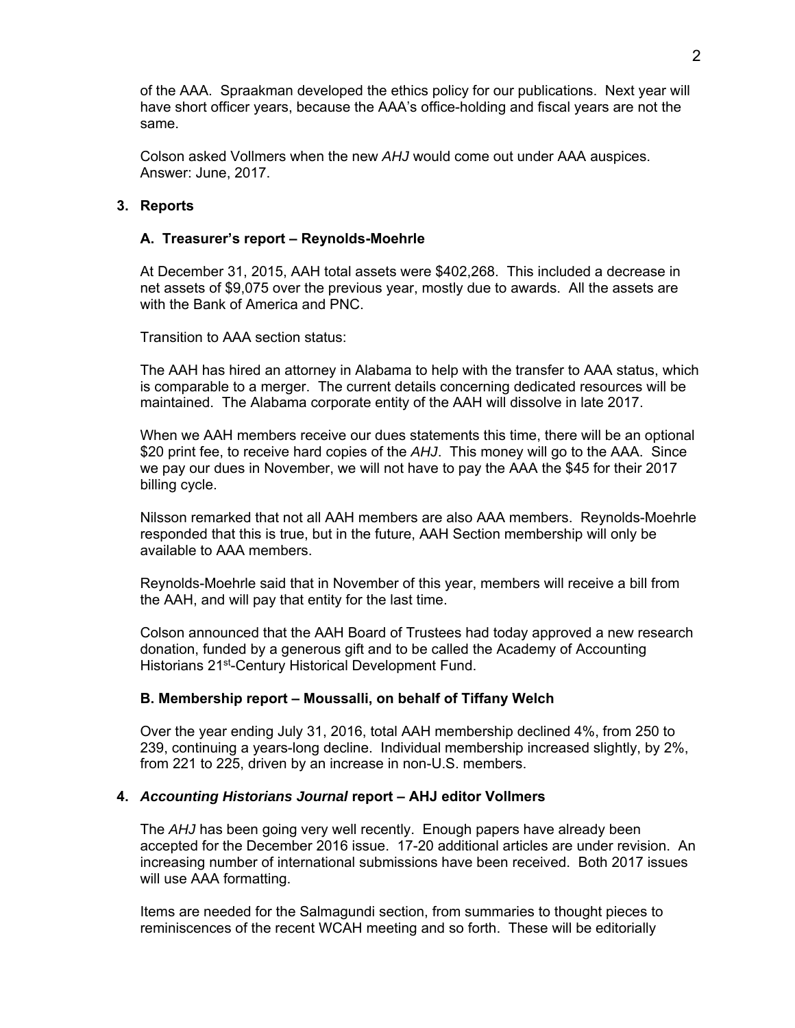of the AAA. Spraakman developed the ethics policy for our publications. Next year will have short officer years, because the AAA's office-holding and fiscal years are not the same.

Colson asked Vollmers when the new *AHJ* would come out under AAA auspices. Answer: June, 2017.

## 3. Reports

### A. Treasurer's report – Reynolds-Moehrle

At December 31, 2015, AAH total assets were $402,268. This included a decrease in net assets of $9,075 over the previous year, mostly due to awards. All the assets are with the Bank of America and PNC.

Transition to AAA section status:

The AAH has hired an attorney in Alabama to help with the transfer to AAA status, which is comparable to a merger. The current details concerning dedicated resources will be maintained. The Alabama corporate entity of the AAH will dissolve in late 2017.

When we AAH members receive our dues statements this time, there will be an optional $20 print fee, to receive hard copies of the *AHJ*. This money will go to the AAA. Since we pay our dues in November, we will not have to pay the AAA the $45 for their 2017 billing cycle.

Nilsson remarked that not all AAH members are also AAA members. Reynolds-Moehrle responded that this is true, but in the future, AAH Section membership will only be available to AAA members.

Reynolds-Moehrle said that in November of this year, members will receive a bill from the AAH, and will pay that entity for the last time.

Colson announced that the AAH Board of Trustees had today approved a new research donation, funded by a generous gift and to be called the Academy of Accounting Historians 21st-Century Historical Development Fund.

### B. Membership report – Moussalli, on behalf of Tiffany Welch

Over the year ending July 31, 2016, total AAH membership declined 4%, from 250 to 239, continuing a years-long decline. Individual membership increased slightly, by 2%, from 221 to 225, driven by an increase in non-U.S. members.

## 4. *Accounting Historians Journal* report – AHJ editor Vollmers

The *AHJ* has been going very well recently. Enough papers have already been accepted for the December 2016 issue. 17-20 additional articles are under revision. An increasing number of international submissions have been received. Both 2017 issues will use AAA formatting.

Items are needed for the Salmagundi section, from summaries to thought pieces to reminiscences of the recent WCAH meeting and so forth. These will be editorially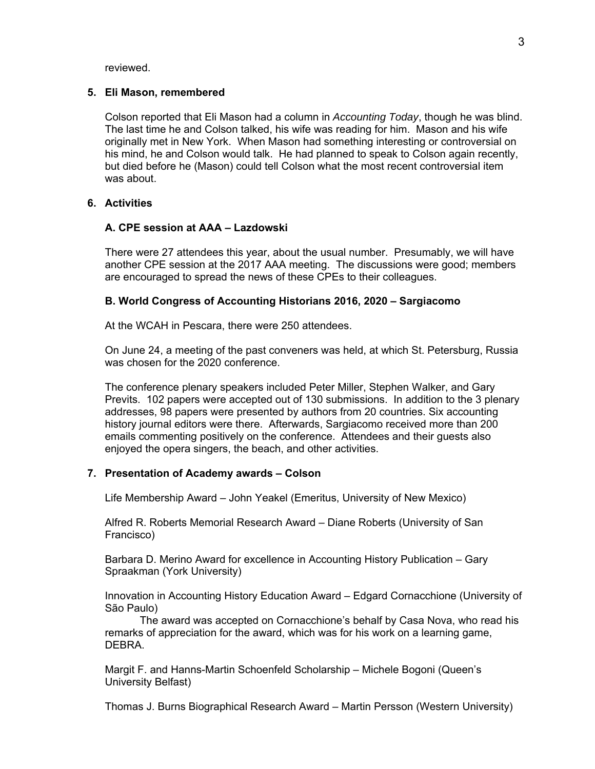reviewed.

**5. Eli Mason, remembered**

Colson reported that Eli Mason had a column in *Accounting Today*, though he was blind. The last time he and Colson talked, his wife was reading for him. Mason and his wife originally met in New York. When Mason had something interesting or controversial on his mind, he and Colson would talk. He had planned to speak to Colson again recently, but died before he (Mason) could tell Colson what the most recent controversial item was about.

**6. Activities**

**A. CPE session at AAA – Lazdowski**

There were 27 attendees this year, about the usual number. Presumably, we will have another CPE session at the 2017 AAA meeting. The discussions were good; members are encouraged to spread the news of these CPEs to their colleagues.

**B. World Congress of Accounting Historians 2016, 2020 – Sargiacomo**

At the WCAH in Pescara, there were 250 attendees.

On June 24, a meeting of the past conveners was held, at which St. Petersburg, Russia was chosen for the 2020 conference.

The conference plenary speakers included Peter Miller, Stephen Walker, and Gary Previts. 102 papers were accepted out of 130 submissions. In addition to the 3 plenary addresses, 98 papers were presented by authors from 20 countries. Six accounting history journal editors were there. Afterwards, Sargiacomo received more than 200 emails commenting positively on the conference. Attendees and their guests also enjoyed the opera singers, the beach, and other activities.

**7. Presentation of Academy awards – Colson**

Life Membership Award – John Yeakel (Emeritus, University of New Mexico)

Alfred R. Roberts Memorial Research Award – Diane Roberts (University of San Francisco)

Barbara D. Merino Award for excellence in Accounting History Publication – Gary Spraakman (York University)

Innovation in Accounting History Education Award – Edgard Cornacchione (University of São Paulo)

The award was accepted on Cornacchione's behalf by Casa Nova, who read his remarks of appreciation for the award, which was for his work on a learning game, DEBRA.

Margit F. and Hanns-Martin Schoenfeld Scholarship – Michele Bogoni (Queen's University Belfast)

Thomas J. Burns Biographical Research Award – Martin Persson (Western University)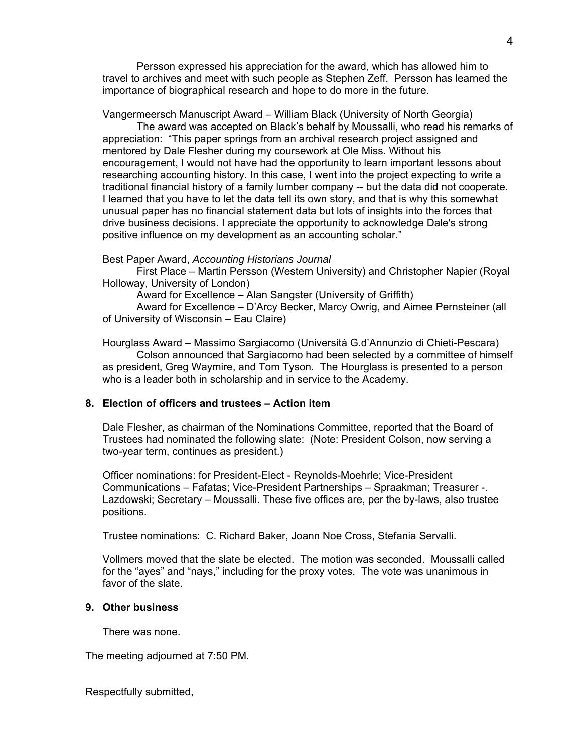Persson expressed his appreciation for the award, which has allowed him to travel to archives and meet with such people as Stephen Zeff. Persson has learned the importance of biographical research and hope to do more in the future.

Vangermeersch Manuscript Award – William Black (University of North Georgia)

The award was accepted on Black's behalf by Moussalli, who read his remarks of appreciation: "This paper springs from an archival research project assigned and mentored by Dale Flesher during my coursework at Ole Miss. Without his encouragement, I would not have had the opportunity to learn important lessons about researching accounting history. In this case, I went into the project expecting to write a traditional financial history of a family lumber company -- but the data did not cooperate. I learned that you have to let the data tell its own story, and that is why this somewhat unusual paper has no financial statement data but lots of insights into the forces that drive business decisions. I appreciate the opportunity to acknowledge Dale's strong positive influence on my development as an accounting scholar."

Best Paper Award, *Accounting Historians Journal*

First Place – Martin Persson (Western University) and Christopher Napier (Royal Holloway, University of London)

Award for Excellence – Alan Sangster (University of Griffith)

Award for Excellence – D'Arcy Becker, Marcy Owrig, and Aimee Pernsteiner (all of University of Wisconsin – Eau Claire)

Hourglass Award – Massimo Sargiacomo (Università G.d'Annunzio di Chieti-Pescara)

Colson announced that Sargiacomo had been selected by a committee of himself as president, Greg Waymire, and Tom Tyson. The Hourglass is presented to a person who is a leader both in scholarship and in service to the Academy.

**8. Election of officers and trustees – Action item**

Dale Flesher, as chairman of the Nominations Committee, reported that the Board of Trustees had nominated the following slate: (Note: President Colson, now serving a two-year term, continues as president.)

Officer nominations: for President-Elect - Reynolds-Moehrle; Vice-President Communications – Fafatas; Vice-President Partnerships – Spraakman; Treasurer -. Lazdowski; Secretary – Moussalli. These five offices are, per the by-laws, also trustee positions.

Trustee nominations: C. Richard Baker, Joann Noe Cross, Stefania Servalli.

Vollmers moved that the slate be elected. The motion was seconded. Moussalli called for the "ayes" and "nays," including for the proxy votes. The vote was unanimous in favor of the slate.

**9. Other business**

There was none.

The meeting adjourned at 7:50 PM.

Respectfully submitted,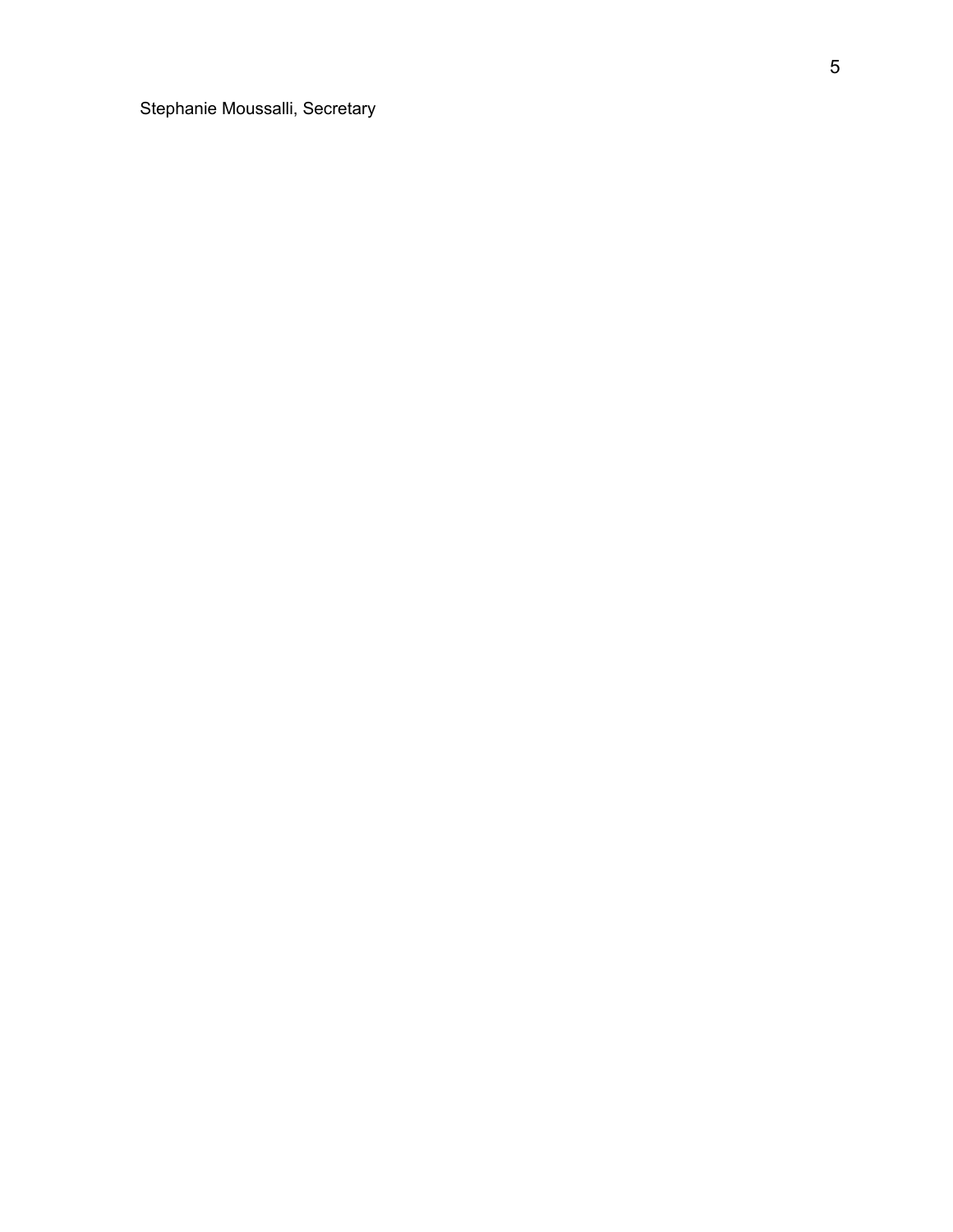Stephanie Moussalli, Secretary